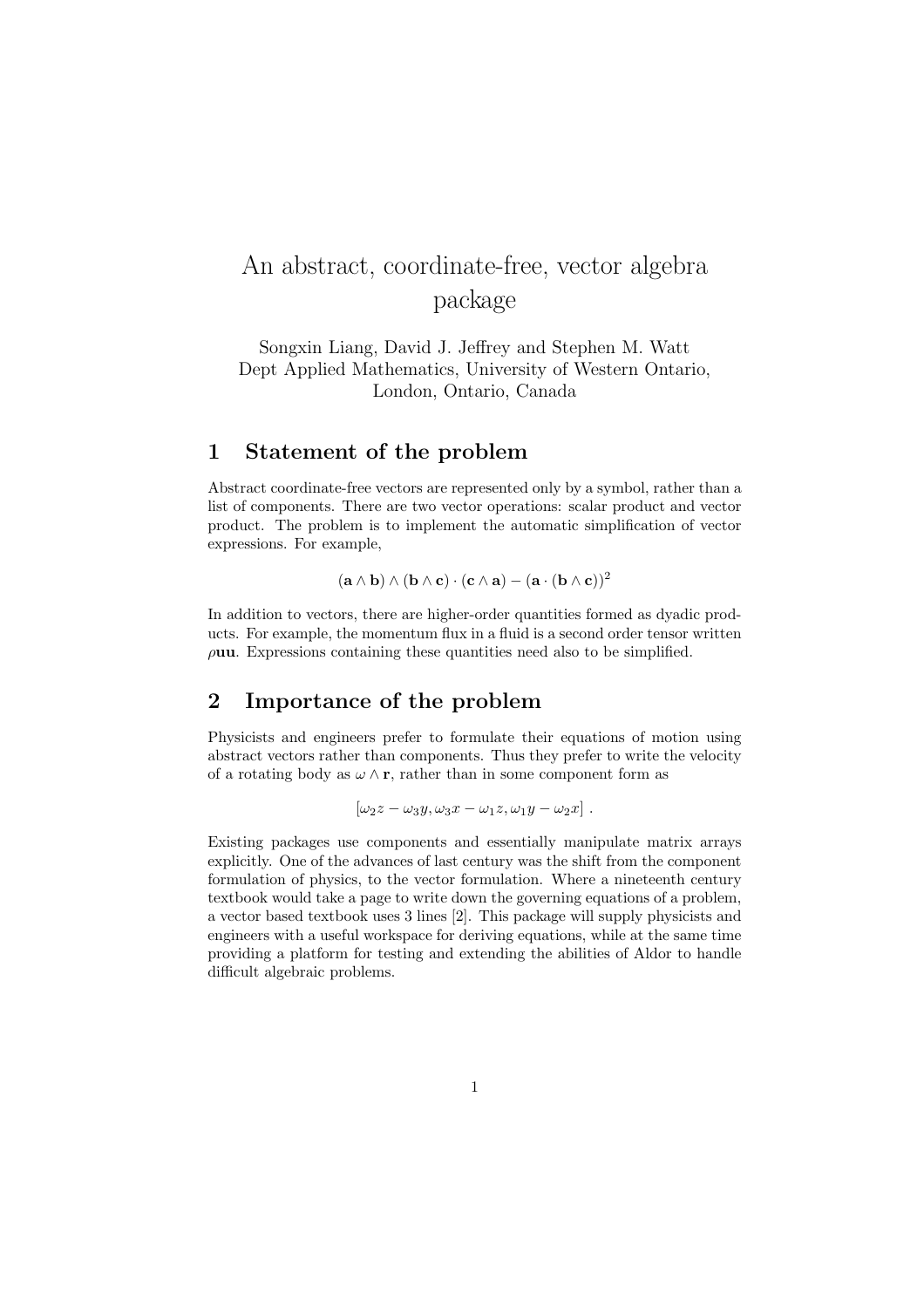# An abstract, coordinate-free, vector algebra package

Songxin Liang, David J. Jeffrey and Stephen M. Watt
Dept Applied Mathematics, University of Western Ontario,
London, Ontario, Canada

## 1 Statement of the problem

Abstract coordinate-free vectors are represented only by a symbol, rather than a list of components. There are two vector operations: scalar product and vector product. The problem is to implement the automatic simplification of vector expressions. For example,

$$(\mathbf{a} \wedge \mathbf{b}) \wedge (\mathbf{b} \wedge \mathbf{c}) \cdot (\mathbf{c} \wedge \mathbf{a}) - (\mathbf{a} \cdot (\mathbf{b} \wedge \mathbf{c}))^2$$

In addition to vectors, there are higher-order quantities formed as dyadic products. For example, the momentum flux in a fluid is a second order tensor written $\rho\mathbf{uu}$. Expressions containing these quantities need also to be simplified.

## 2 Importance of the problem

Physicists and engineers prefer to formulate their equations of motion using abstract vectors rather than components. Thus they prefer to write the velocity of a rotating body as $\omega \wedge \mathbf{r}$, rather than in some component form as

$$[\omega_2 z - \omega_3 y, \omega_3 x - \omega_1 z, \omega_1 y - \omega_2 x] \ .$$

Existing packages use components and essentially manipulate matrix arrays explicitly. One of the advances of last century was the shift from the component formulation of physics, to the vector formulation. Where a nineteenth century textbook would take a page to write down the governing equations of a problem, a vector based textbook uses 3 lines [2]. This package will supply physicists and engineers with a useful workspace for deriving equations, while at the same time providing a platform for testing and extending the abilities of Aldor to handle difficult algebraic problems.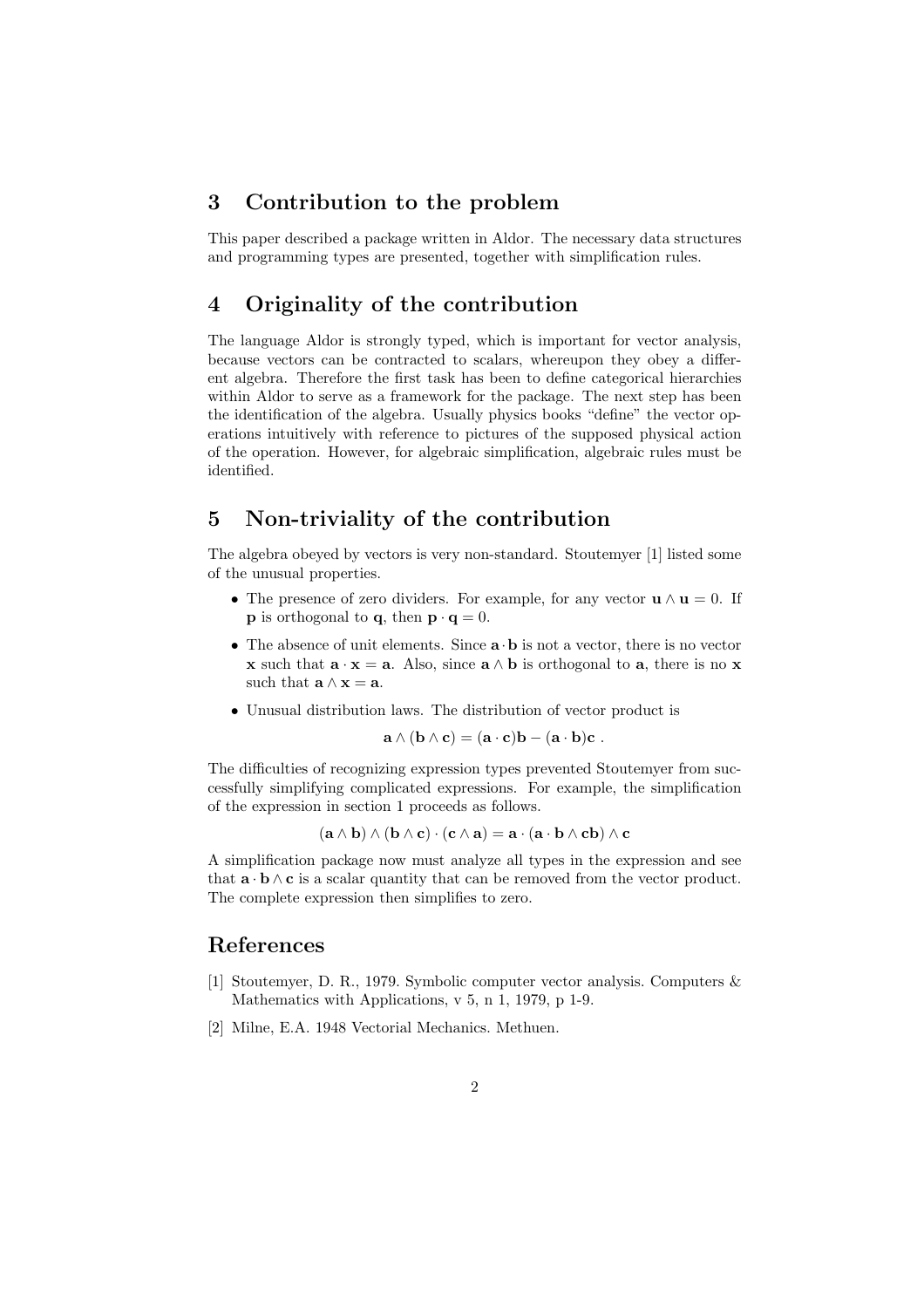## 3 Contribution to the problem

This paper described a package written in Aldor. The necessary data structures and programming types are presented, together with simplification rules.

## 4 Originality of the contribution

The language Aldor is strongly typed, which is important for vector analysis, because vectors can be contracted to scalars, whereupon they obey a different algebra. Therefore the first task has been to define categorical hierarchies within Aldor to serve as a framework for the package. The next step has been the identification of the algebra. Usually physics books "define" the vector operations intuitively with reference to pictures of the supposed physical action of the operation. However, for algebraic simplification, algebraic rules must be identified.

## 5 Non-triviality of the contribution

The algebra obeyed by vectors is very non-standard. Stoutemyer [1] listed some of the unusual properties.

- The presence of zero dividers. For example, for any vector $\mathbf{u} \wedge \mathbf{u} = 0$. If $\mathbf{p}$ is orthogonal to $\mathbf{q}$, then $\mathbf{p} \cdot \mathbf{q} = 0$.
- The absence of unit elements. Since $\mathbf{a} \cdot \mathbf{b}$ is not a vector, there is no vector $\mathbf{x}$ such that $\mathbf{a} \cdot \mathbf{x} = \mathbf{a}$. Also, since $\mathbf{a} \wedge \mathbf{b}$ is orthogonal to $\mathbf{a}$, there is no $\mathbf{x}$ such that $\mathbf{a} \wedge \mathbf{x} = \mathbf{a}$.
- Unusual distribution laws. The distribution of vector product is

$$\mathbf{a} \wedge (\mathbf{b} \wedge \mathbf{c}) = (\mathbf{a} \cdot \mathbf{c})\mathbf{b} - (\mathbf{a} \cdot \mathbf{b})\mathbf{c} \ .$$

The difficulties of recognizing expression types prevented Stoutemyer from successfully simplifying complicated expressions. For example, the simplification of the expression in section 1 proceeds as follows.

$$(\mathbf{a} \wedge \mathbf{b}) \wedge (\mathbf{b} \wedge \mathbf{c}) \cdot (\mathbf{c} \wedge \mathbf{a}) = \mathbf{a} \cdot (\mathbf{a} \cdot \mathbf{b} \wedge \mathbf{c}\mathbf{b}) \wedge \mathbf{c}$$

A simplification package now must analyze all types in the expression and see that $\mathbf{a} \cdot \mathbf{b} \wedge \mathbf{c}$ is a scalar quantity that can be removed from the vector product. The complete expression then simplifies to zero.

## References

[1] Stoutemyer, D. R., 1979. Symbolic computer vector analysis. Computers & Mathematics with Applications, v 5, n 1, 1979, p 1-9.

[2] Milne, E.A. 1948 Vectorial Mechanics. Methuen.